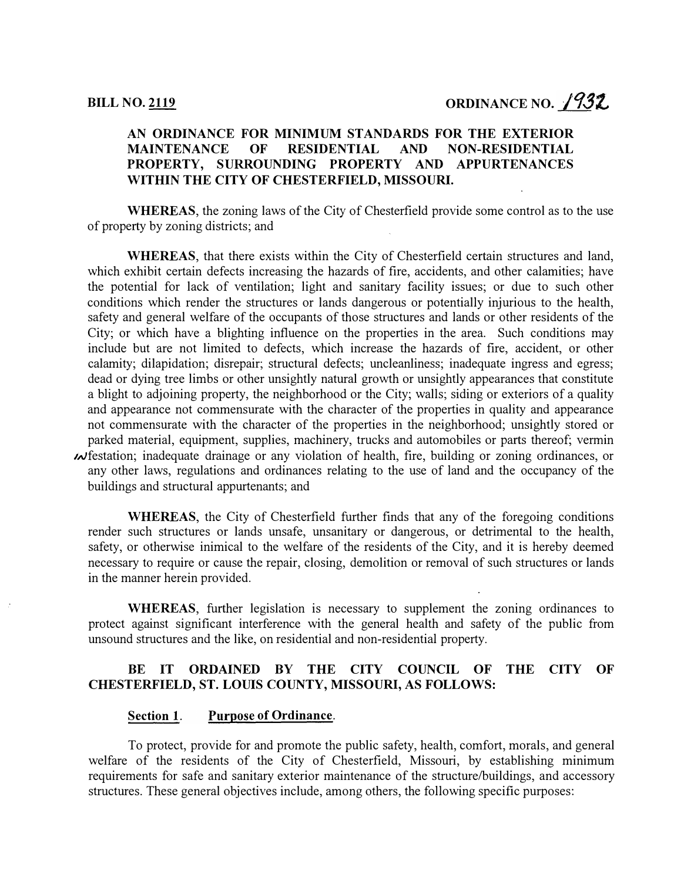**BILL NO. 2119** **ORDINANCE NO. 1932**

**AN ORDINANCE FOR MINIMUM STANDARDS FOR THE EXTERIOR MAINTENANCE OF RESIDENTIAL AND NON-RESIDENTIAL PROPERTY, SURROUNDING PROPERTY AND APPURTENANCES WITHIN THE CITY OF CHESTERFIELD, MISSOURI.**

**WHEREAS**, the zoning laws of the City of Chesterfield provide some control as to the use of property by zoning districts; and

**WHEREAS**, that there exists within the City of Chesterfield certain structures and land, which exhibit certain defects increasing the hazards of fire, accidents, and other calamities; have the potential for lack of ventilation; light and sanitary facility issues; or due to such other conditions which render the structures or lands dangerous or potentially injurious to the health, safety and general welfare of the occupants of those structures and lands or other residents of the City; or which have a blighting influence on the properties in the area. Such conditions may include but are not limited to defects, which increase the hazards of fire, accident, or other calamity; dilapidation; disrepair; structural defects; uncleanliness; inadequate ingress and egress; dead or dying tree limbs or other unsightly natural growth or unsightly appearances that constitute a blight to adjoining property, the neighborhood or the City; walls; siding or exteriors of a quality and appearance not commensurate with the character of the properties in quality and appearance not commensurate with the character of the properties in the neighborhood; unsightly stored or parked material, equipment, supplies, machinery, trucks and automobiles or parts thereof; vermin infestation; inadequate drainage or any violation of health, fire, building or zoning ordinances, or any other laws, regulations and ordinances relating to the use of land and the occupancy of the buildings and structural appurtenants; and

**WHEREAS**, the City of Chesterfield further finds that any of the foregoing conditions render such structures or lands unsafe, unsanitary or dangerous, or detrimental to the health, safety, or otherwise inimical to the welfare of the residents of the City, and it is hereby deemed necessary to require or cause the repair, closing, demolition or removal of such structures or lands in the manner herein provided.

**WHEREAS**, further legislation is necessary to supplement the zoning ordinances to protect against significant interference with the general health and safety of the public from unsound structures and the like, on residential and non-residential property.

**BE IT ORDAINED BY THE CITY COUNCIL OF THE CITY OF CHESTERFIELD, ST. LOUIS COUNTY, MISSOURI, AS FOLLOWS:**

**Section 1. Purpose of Ordinance.**

To protect, provide for and promote the public safety, health, comfort, morals, and general welfare of the residents of the City of Chesterfield, Missouri, by establishing minimum requirements for safe and sanitary exterior maintenance of the structure/buildings, and accessory structures. These general objectives include, among others, the following specific purposes: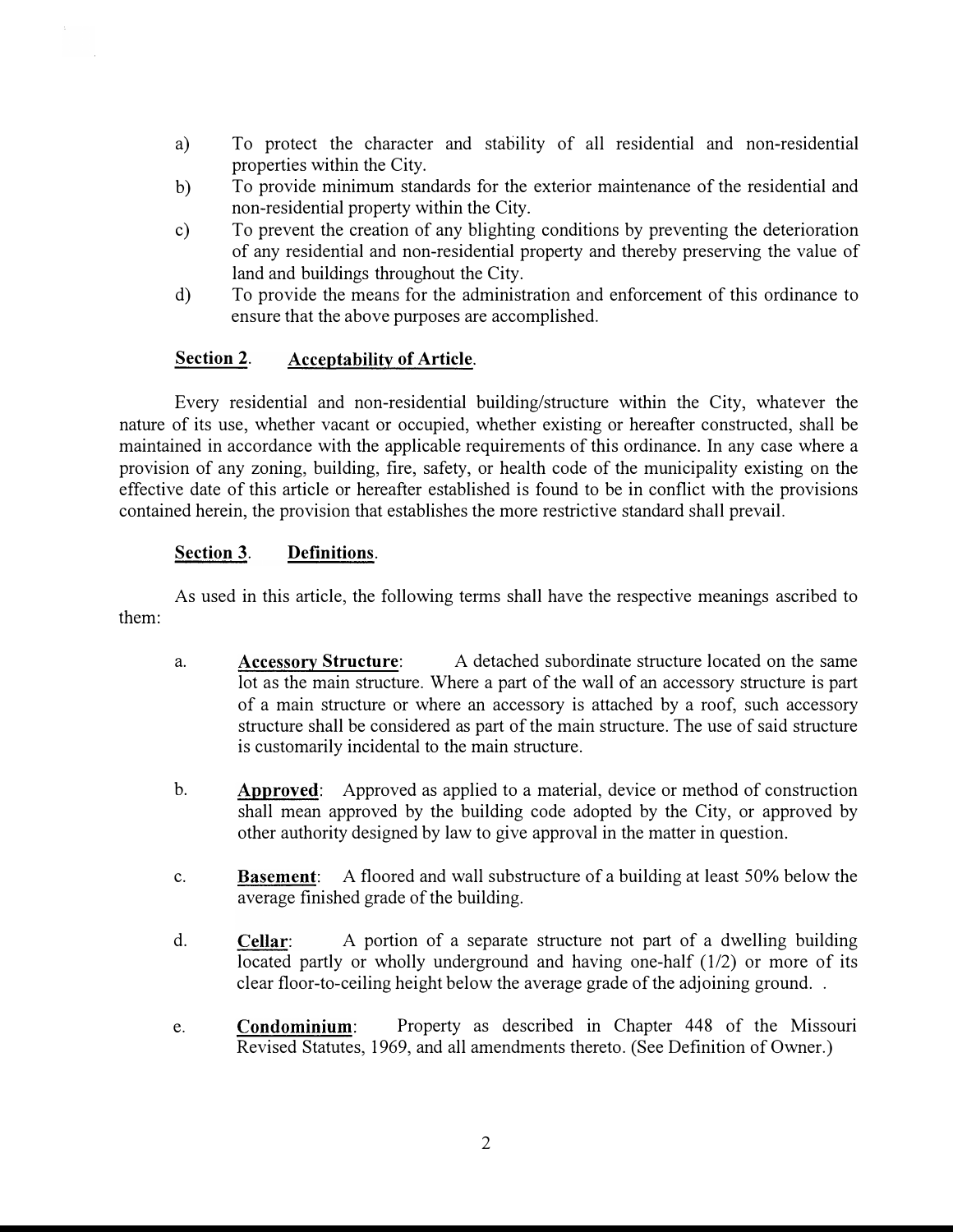a) To protect the character and stability of all residential and non-residential properties within the City.

b) To provide minimum standards for the exterior maintenance of the residential and non-residential property within the City.

c) To prevent the creation of any blighting conditions by preventing the deterioration of any residential and non-residential property and thereby preserving the value of land and buildings throughout the City.

d) To provide the means for the administration and enforcement of this ordinance to ensure that the above purposes are accomplished.

**<u>Section 2</u>. <u>Acceptability of Article</u>.**

Every residential and non-residential building/structure within the City, whatever the nature of its use, whether vacant or occupied, whether existing or hereafter constructed, shall be maintained in accordance with the applicable requirements of this ordinance. In any case where a provision of any zoning, building, fire, safety, or health code of the municipality existing on the effective date of this article or hereafter established is found to be in conflict with the provisions contained herein, the provision that establishes the more restrictive standard shall prevail.

**<u>Section 3</u>. <u>Definitions</u>.**

As used in this article, the following terms shall have the respective meanings ascribed to them:

a. **<u>Accessory Structure</u>**: A detached subordinate structure located on the same lot as the main structure. Where a part of the wall of an accessory structure is part of a main structure or where an accessory is attached by a roof, such accessory structure shall be considered as part of the main structure. The use of said structure is customarily incidental to the main structure.

b. **<u>Approved</u>**: Approved as applied to a material, device or method of construction shall mean approved by the building code adopted by the City, or approved by other authority designed by law to give approval in the matter in question.

c. **<u>Basement</u>**: A floored and wall substructure of a building at least 50% below the average finished grade of the building.

d. **<u>Cellar</u>**: A portion of a separate structure not part of a dwelling building located partly or wholly underground and having one-half (1/2) or more of its clear floor-to-ceiling height below the average grade of the adjoining ground. .

e. **<u>Condominium</u>**: Property as described in Chapter 448 of the Missouri Revised Statutes, 1969, and all amendments thereto. (See Definition of Owner.)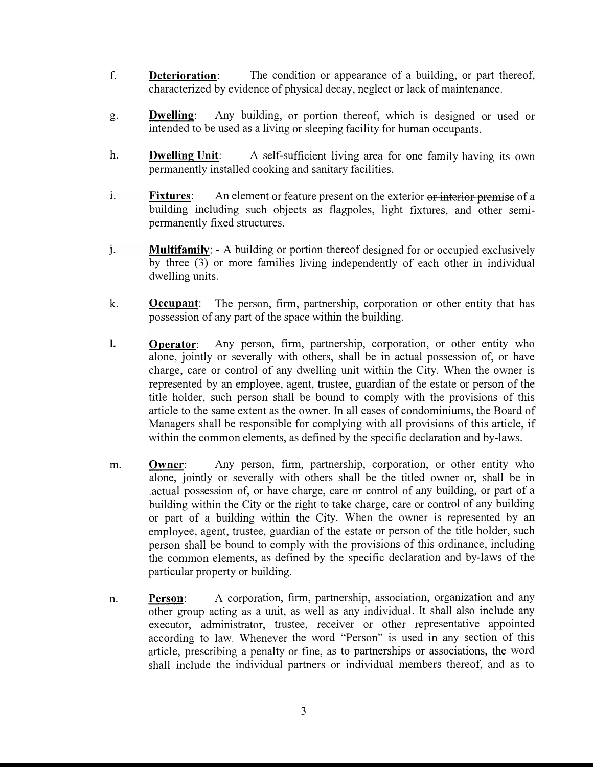f. **Deterioration**: The condition or appearance of a building, or part thereof, characterized by evidence of physical decay, neglect or lack of maintenance.

g. **Dwelling**: Any building, or portion thereof, which is designed or used or intended to be used as a living or sleeping facility for human occupants.

h. **Dwelling Unit**: A self-sufficient living area for one family having its own permanently installed cooking and sanitary facilities.

i. **Fixtures**: An element or feature present on the exterior ~~or interior premise~~ of a building including such objects as flagpoles, light fixtures, and other semi-permanently fixed structures.

j. **Multifamily**: - A building or portion thereof designed for or occupied exclusively by three (3) or more families living independently of each other in individual dwelling units.

k. **Occupant**: The person, firm, partnership, corporation or other entity that has possession of any part of the space within the building.

l. **Operator**: Any person, firm, partnership, corporation, or other entity who alone, jointly or severally with others, shall be in actual possession of, or have charge, care or control of any dwelling unit within the City. When the owner is represented by an employee, agent, trustee, guardian of the estate or person of the title holder, such person shall be bound to comply with the provisions of this article to the same extent as the owner. In all cases of condominiums, the Board of Managers shall be responsible for complying with all provisions of this article, if within the common elements, as defined by the specific declaration and by-laws.

m. **Owner**: Any person, firm, partnership, corporation, or other entity who alone, jointly or severally with others shall be the titled owner or, shall be in .actual possession of, or have charge, care or control of any building, or part of a building within the City or the right to take charge, care or control of any building or part of a building within the City. When the owner is represented by an employee, agent, trustee, guardian of the estate or person of the title holder, such person shall be bound to comply with the provisions of this ordinance, including the common elements, as defined by the specific declaration and by-laws of the particular property or building.

n. **Person**: A corporation, firm, partnership, association, organization and any other group acting as a unit, as well as any individual. It shall also include any executor, administrator, trustee, receiver or other representative appointed according to law. Whenever the word "Person" is used in any section of this article, prescribing a penalty or fine, as to partnerships or associations, the word shall include the individual partners or individual members thereof, and as to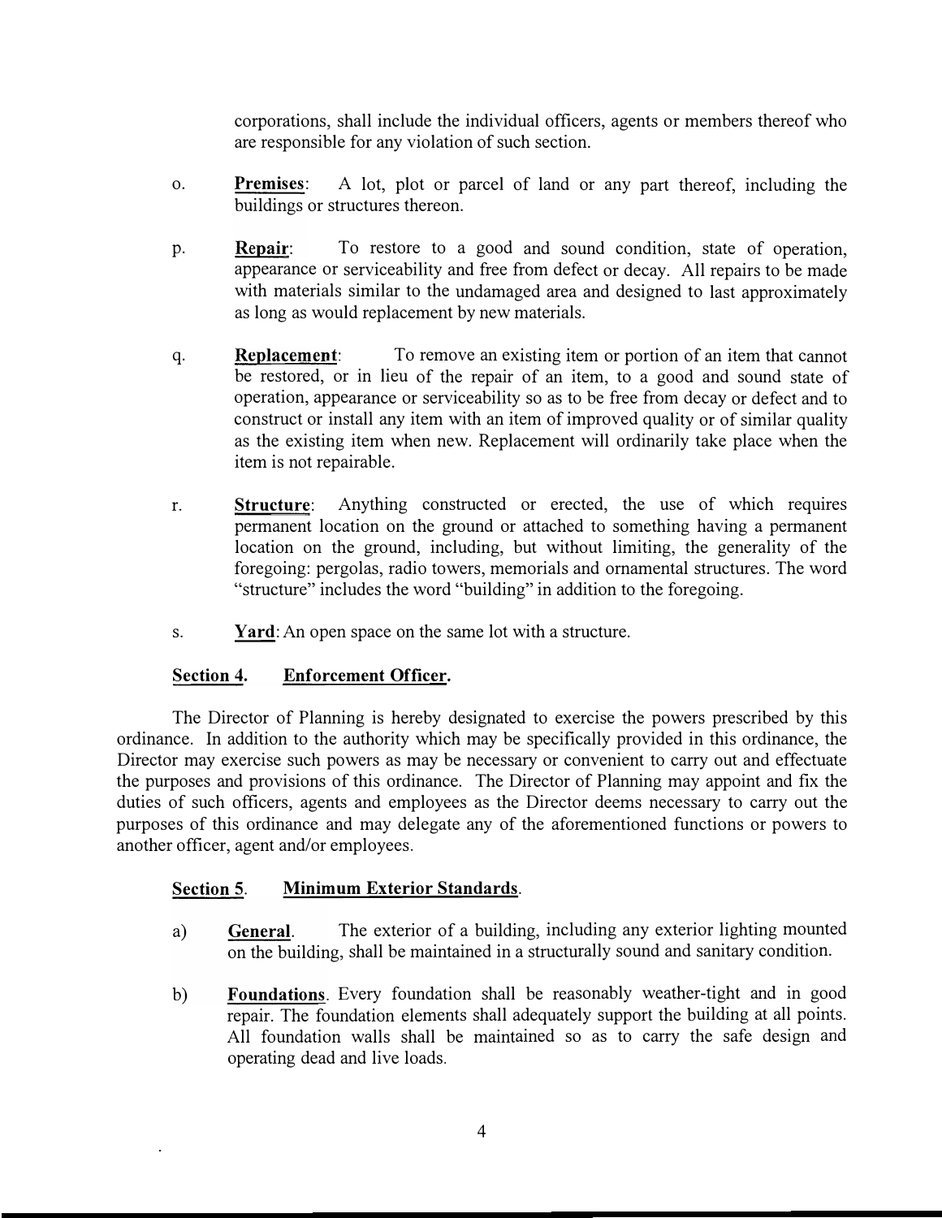corporations, shall include the individual officers, agents or members thereof who are responsible for any violation of such section.

o. **Premises**: A lot, plot or parcel of land or any part thereof, including the buildings or structures thereon.

p. **Repair**: To restore to a good and sound condition, state of operation, appearance or serviceability and free from defect or decay. All repairs to be made with materials similar to the undamaged area and designed to last approximately as long as would replacement by new materials.

q. **Replacement**: To remove an existing item or portion of an item that cannot be restored, or in lieu of the repair of an item, to a good and sound state of operation, appearance or serviceability so as to be free from decay or defect and to construct or install any item with an item of improved quality or of similar quality as the existing item when new. Replacement will ordinarily take place when the item is not repairable.

r. **Structure**: Anything constructed or erected, the use of which requires permanent location on the ground or attached to something having a permanent location on the ground, including, but without limiting, the generality of the foregoing: pergolas, radio towers, memorials and ornamental structures. The word "structure" includes the word "building" in addition to the foregoing.

s. **Yard**: An open space on the same lot with a structure.

**Section 4. Enforcement Officer.**

The Director of Planning is hereby designated to exercise the powers prescribed by this ordinance. In addition to the authority which may be specifically provided in this ordinance, the Director may exercise such powers as may be necessary or convenient to carry out and effectuate the purposes and provisions of this ordinance. The Director of Planning may appoint and fix the duties of such officers, agents and employees as the Director deems necessary to carry out the purposes of this ordinance and may delegate any of the aforementioned functions or powers to another officer, agent and/or employees.

**Section 5. Minimum Exterior Standards.**

a) **General**. The exterior of a building, including any exterior lighting mounted on the building, shall be maintained in a structurally sound and sanitary condition.

b) **Foundations**. Every foundation shall be reasonably weather-tight and in good repair. The foundation elements shall adequately support the building at all points. All foundation walls shall be maintained so as to carry the safe design and operating dead and live loads.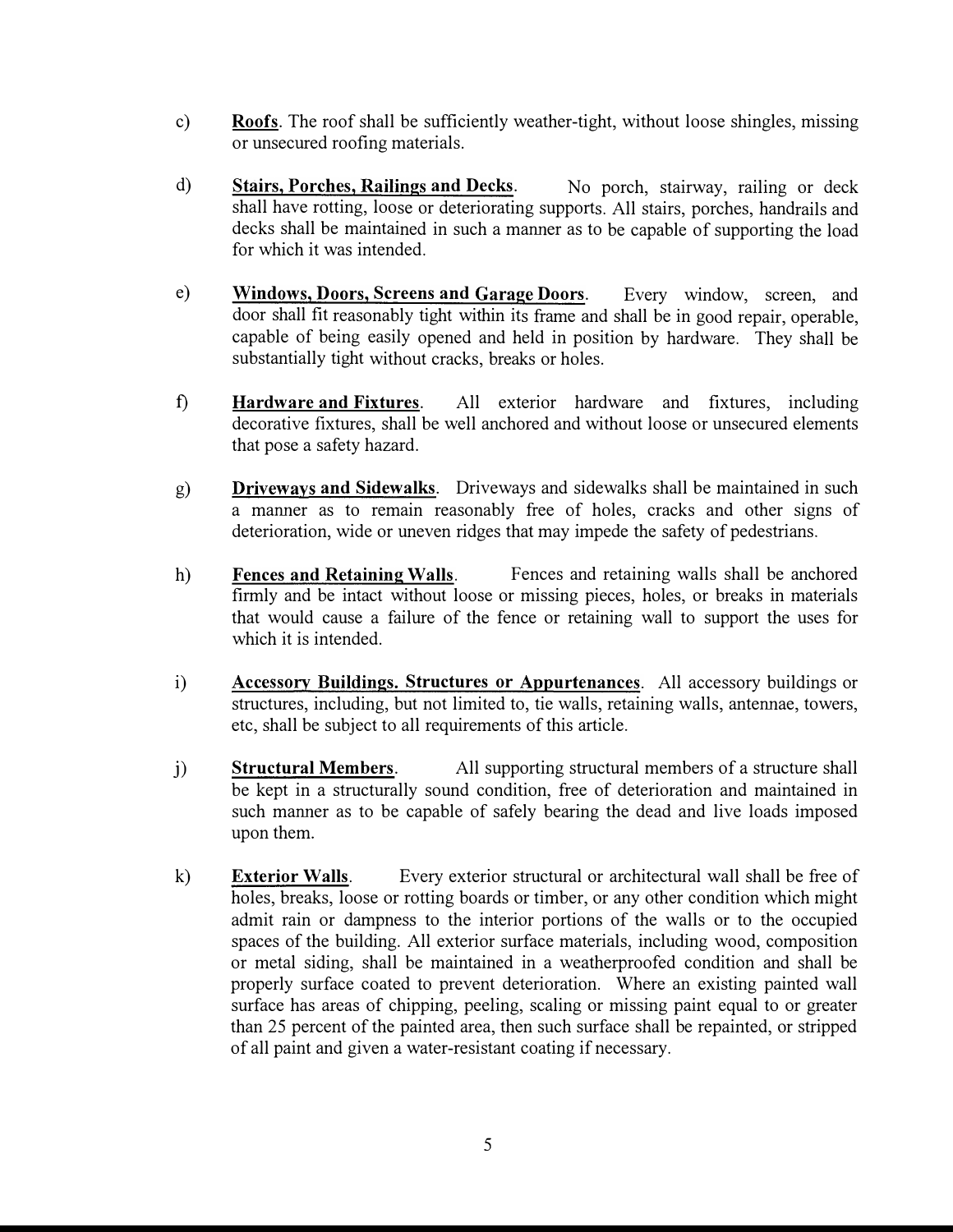c) **Roofs**. The roof shall be sufficiently weather-tight, without loose shingles, missing or unsecured roofing materials.

d) **Stairs, Porches, Railings and Decks**. No porch, stairway, railing or deck shall have rotting, loose or deteriorating supports. All stairs, porches, handrails and decks shall be maintained in such a manner as to be capable of supporting the load for which it was intended.

e) **Windows, Doors, Screens and Garage Doors**. Every window, screen, and door shall fit reasonably tight within its frame and shall be in good repair, operable, capable of being easily opened and held in position by hardware. They shall be substantially tight without cracks, breaks or holes.

f) **Hardware and Fixtures**. All exterior hardware and fixtures, including decorative fixtures, shall be well anchored and without loose or unsecured elements that pose a safety hazard.

g) **Driveways and Sidewalks**. Driveways and sidewalks shall be maintained in such a manner as to remain reasonably free of holes, cracks and other signs of deterioration, wide or uneven ridges that may impede the safety of pedestrians.

h) **Fences and Retaining Walls**. Fences and retaining walls shall be anchored firmly and be intact without loose or missing pieces, holes, or breaks in materials that would cause a failure of the fence or retaining wall to support the uses for which it is intended.

i) **Accessory Buildings. Structures or Appurtenances**. All accessory buildings or structures, including, but not limited to, tie walls, retaining walls, antennae, towers, etc, shall be subject to all requirements of this article.

j) **Structural Members**. All supporting structural members of a structure shall be kept in a structurally sound condition, free of deterioration and maintained in such manner as to be capable of safely bearing the dead and live loads imposed upon them.

k) **Exterior Walls**. Every exterior structural or architectural wall shall be free of holes, breaks, loose or rotting boards or timber, or any other condition which might admit rain or dampness to the interior portions of the walls or to the occupied spaces of the building. All exterior surface materials, including wood, composition or metal siding, shall be maintained in a weatherproofed condition and shall be properly surface coated to prevent deterioration. Where an existing painted wall surface has areas of chipping, peeling, scaling or missing paint equal to or greater than 25 percent of the painted area, then such surface shall be repainted, or stripped of all paint and given a water-resistant coating if necessary.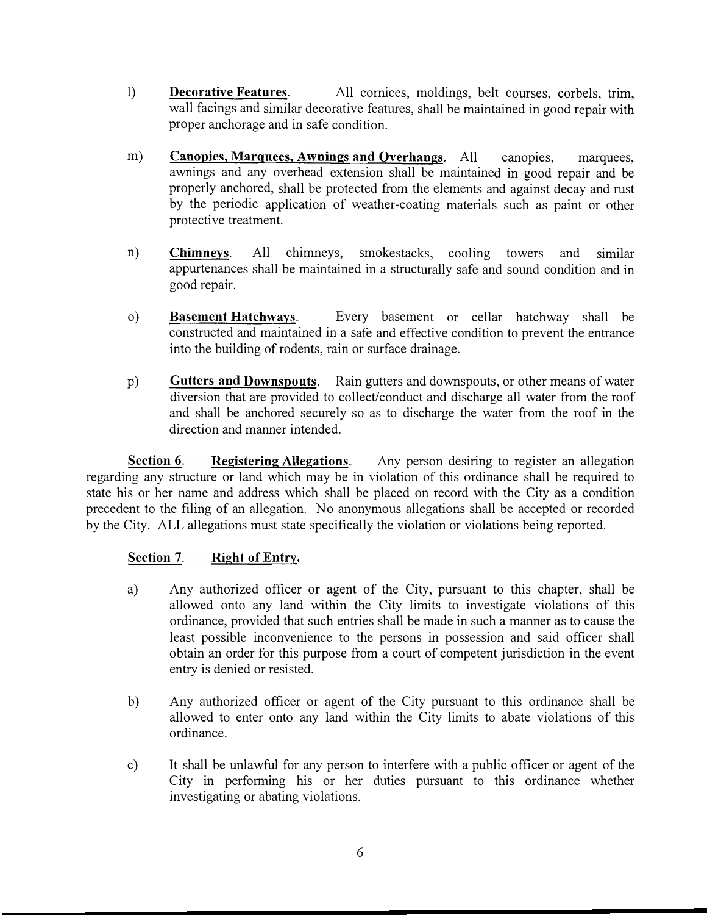l) **Decorative Features**. All cornices, moldings, belt courses, corbels, trim, wall facings and similar decorative features, shall be maintained in good repair with proper anchorage and in safe condition.

m) **Canopies, Marquees, Awnings and Overhangs**. All canopies, marquees, awnings and any overhead extension shall be maintained in good repair and be properly anchored, shall be protected from the elements and against decay and rust by the periodic application of weather-coating materials such as paint or other protective treatment.

n) **Chimneys**. All chimneys, smokestacks, cooling towers and similar appurtenances shall be maintained in a structurally safe and sound condition and in good repair.

o) **Basement Hatchways**. Every basement or cellar hatchway shall be constructed and maintained in a safe and effective condition to prevent the entrance into the building of rodents, rain or surface drainage.

p) **Gutters and Downspouts**. Rain gutters and downspouts, or other means of water diversion that are provided to collect/conduct and discharge all water from the roof and shall be anchored securely so as to discharge the water from the roof in the direction and manner intended.

**Section 6**. **Registering Allegations**. Any person desiring to register an allegation regarding any structure or land which may be in violation of this ordinance shall be required to state his or her name and address which shall be placed on record with the City as a condition precedent to the filing of an allegation. No anonymous allegations shall be accepted or recorded by the City. ALL allegations must state specifically the violation or violations being reported.

**Section 7**. **Right of Entry.**

a) Any authorized officer or agent of the City, pursuant to this chapter, shall be allowed onto any land within the City limits to investigate violations of this ordinance, provided that such entries shall be made in such a manner as to cause the least possible inconvenience to the persons in possession and said officer shall obtain an order for this purpose from a court of competent jurisdiction in the event entry is denied or resisted.

b) Any authorized officer or agent of the City pursuant to this ordinance shall be allowed to enter onto any land within the City limits to abate violations of this ordinance.

c) It shall be unlawful for any person to interfere with a public officer or agent of the City in performing his or her duties pursuant to this ordinance whether investigating or abating violations.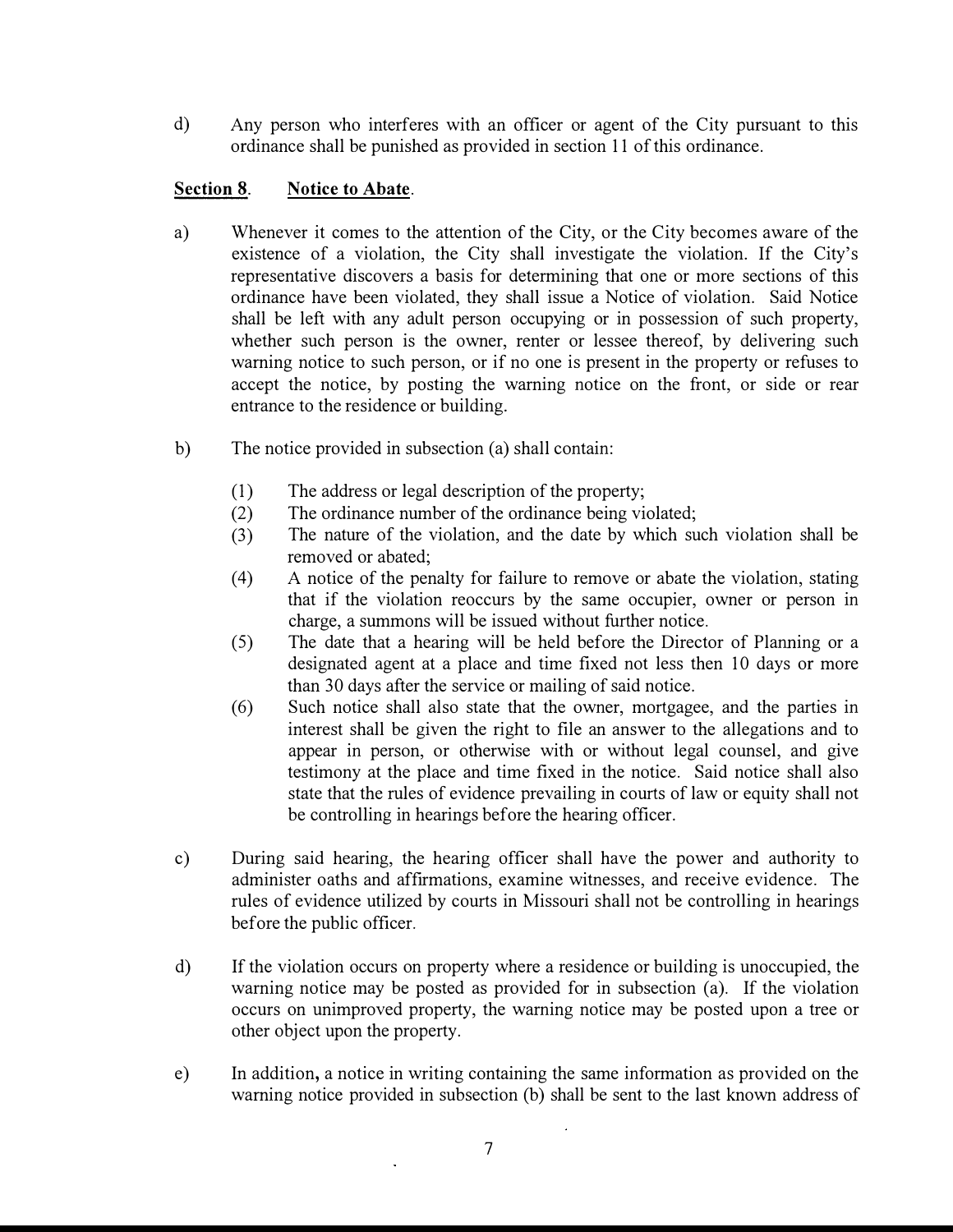d) Any person who interferes with an officer or agent of the City pursuant to this ordinance shall be punished as provided in section 11 of this ordinance.

**Section 8. Notice to Abate.**

a) Whenever it comes to the attention of the City, or the City becomes aware of the existence of a violation, the City shall investigate the violation. If the City's representative discovers a basis for determining that one or more sections of this ordinance have been violated, they shall issue a Notice of violation. Said Notice shall be left with any adult person occupying or in possession of such property, whether such person is the owner, renter or lessee thereof, by delivering such warning notice to such person, or if no one is present in the property or refuses to accept the notice, by posting the warning notice on the front, or side or rear entrance to the residence or building.

b) The notice provided in subsection (a) shall contain:

(1) The address or legal description of the property;
(2) The ordinance number of the ordinance being violated;
(3) The nature of the violation, and the date by which such violation shall be removed or abated;
(4) A notice of the penalty for failure to remove or abate the violation, stating that if the violation reoccurs by the same occupier, owner or person in charge, a summons will be issued without further notice.
(5) The date that a hearing will be held before the Director of Planning or a designated agent at a place and time fixed not less then 10 days or more than 30 days after the service or mailing of said notice.
(6) Such notice shall also state that the owner, mortgagee, and the parties in interest shall be given the right to file an answer to the allegations and to appear in person, or otherwise with or without legal counsel, and give testimony at the place and time fixed in the notice. Said notice shall also state that the rules of evidence prevailing in courts of law or equity shall not be controlling in hearings before the hearing officer.

c) During said hearing, the hearing officer shall have the power and authority to administer oaths and affirmations, examine witnesses, and receive evidence. The rules of evidence utilized by courts in Missouri shall not be controlling in hearings before the public officer.

d) If the violation occurs on property where a residence or building is unoccupied, the warning notice may be posted as provided for in subsection (a). If the violation occurs on unimproved property, the warning notice may be posted upon a tree or other object upon the property.

e) In addition, a notice in writing containing the same information as provided on the warning notice provided in subsection (b) shall be sent to the last known address of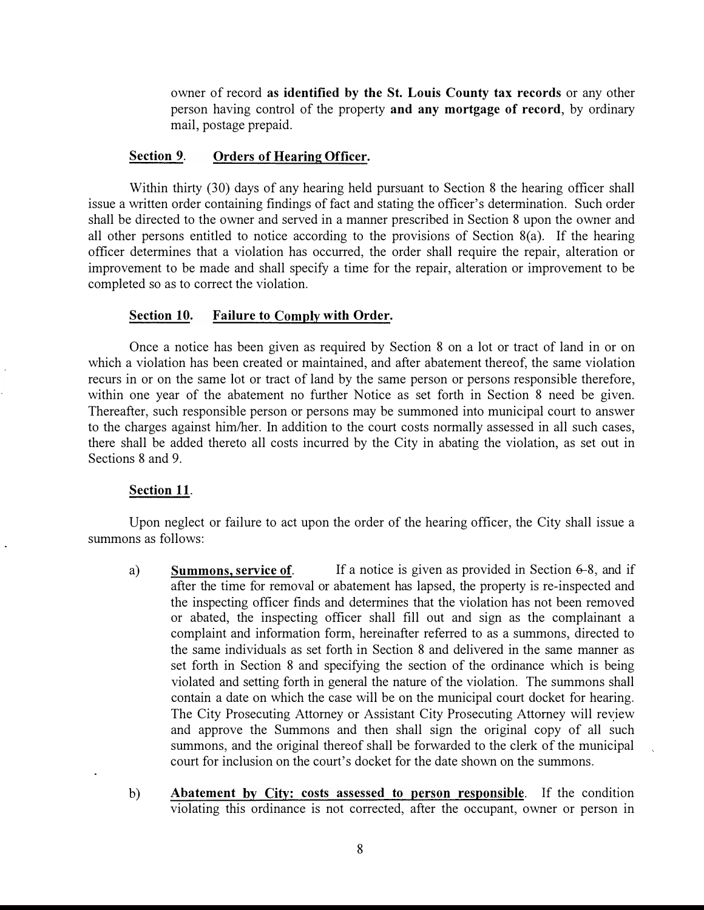owner of record **as identified by the St. Louis County tax records** or any other person having control of the property **and any mortgage of record**, by ordinary mail, postage prepaid.

**Section 9. Orders of Hearing Officer.**

Within thirty (30) days of any hearing held pursuant to Section 8 the hearing officer shall issue a written order containing findings of fact and stating the officer's determination. Such order shall be directed to the owner and served in a manner prescribed in Section 8 upon the owner and all other persons entitled to notice according to the provisions of Section 8(a). If the hearing officer determines that a violation has occurred, the order shall require the repair, alteration or improvement to be made and shall specify a time for the repair, alteration or improvement to be completed so as to correct the violation.

**Section 10. Failure to Comply with Order.**

Once a notice has been given as required by Section 8 on a lot or tract of land in or on which a violation has been created or maintained, and after abatement thereof, the same violation recurs in or on the same lot or tract of land by the same person or persons responsible therefore, within one year of the abatement no further Notice as set forth in Section 8 need be given. Thereafter, such responsible person or persons may be summoned into municipal court to answer to the charges against him/her. In addition to the court costs normally assessed in all such cases, there shall be added thereto all costs incurred by the City in abating the violation, as set out in Sections 8 and 9.

**Section 11.**

Upon neglect or failure to act upon the order of the hearing officer, the City shall issue a summons as follows:

a) **Summons, service of**. If a notice is given as provided in Section ~~6~~-8, and if after the time for removal or abatement has lapsed, the property is re-inspected and the inspecting officer finds and determines that the violation has not been removed or abated, the inspecting officer shall fill out and sign as the complainant a complaint and information form, hereinafter referred to as a summons, directed to the same individuals as set forth in Section 8 and delivered in the same manner as set forth in Section 8 and specifying the section of the ordinance which is being violated and setting forth in general the nature of the violation. The summons shall contain a date on which the case will be on the municipal court docket for hearing. The City Prosecuting Attorney or Assistant City Prosecuting Attorney will review and approve the Summons and then shall sign the original copy of all such summons, and the original thereof shall be forwarded to the clerk of the municipal court for inclusion on the court's docket for the date shown on the summons.

b) **Abatement by City: costs assessed to person responsible**. If the condition violating this ordinance is not corrected, after the occupant, owner or person in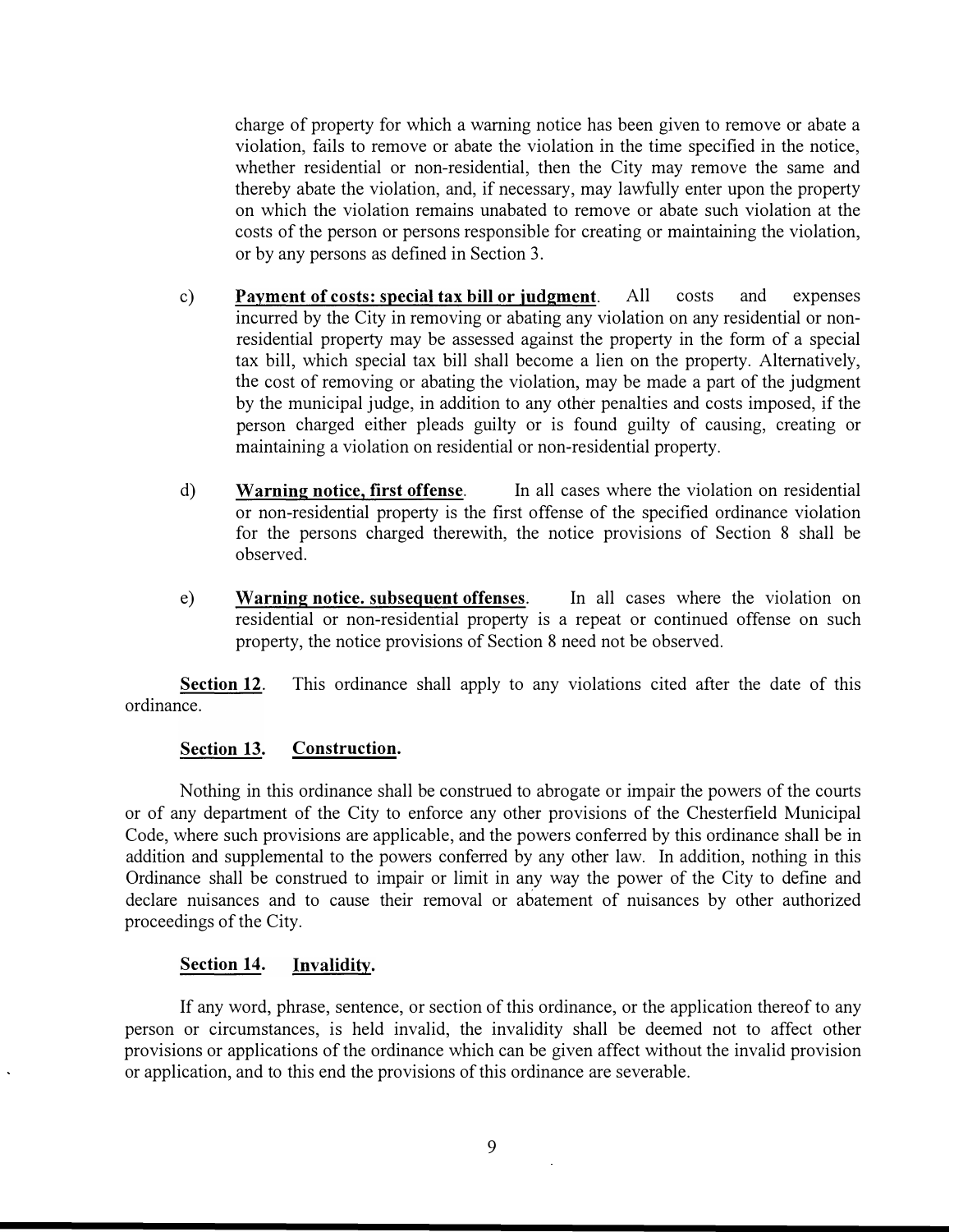charge of property for which a warning notice has been given to remove or abate a violation, fails to remove or abate the violation in the time specified in the notice, whether residential or non-residential, then the City may remove the same and thereby abate the violation, and, if necessary, may lawfully enter upon the property on which the violation remains unabated to remove or abate such violation at the costs of the person or persons responsible for creating or maintaining the violation, or by any persons as defined in Section 3.

c) **Payment of costs: special tax bill or judgment**. All costs and expenses incurred by the City in removing or abating any violation on any residential or non-residential property may be assessed against the property in the form of a special tax bill, which special tax bill shall become a lien on the property. Alternatively, the cost of removing or abating the violation, may be made a part of the judgment by the municipal judge, in addition to any other penalties and costs imposed, if the person charged either pleads guilty or is found guilty of causing, creating or maintaining a violation on residential or non-residential property.

d) **Warning notice, first offense**. In all cases where the violation on residential or non-residential property is the first offense of the specified ordinance violation for the persons charged therewith, the notice provisions of Section 8 shall be observed.

e) **Warning notice. subsequent offenses**. In all cases where the violation on residential or non-residential property is a repeat or continued offense on such property, the notice provisions of Section 8 need not be observed.

**Section 12**. This ordinance shall apply to any violations cited after the date of this ordinance.

**Section 13. Construction.**

Nothing in this ordinance shall be construed to abrogate or impair the powers of the courts or of any department of the City to enforce any other provisions of the Chesterfield Municipal Code, where such provisions are applicable, and the powers conferred by this ordinance shall be in addition and supplemental to the powers conferred by any other law. In addition, nothing in this Ordinance shall be construed to impair or limit in any way the power of the City to define and declare nuisances and to cause their removal or abatement of nuisances by other authorized proceedings of the City.

**Section 14. Invalidity.**

If any word, phrase, sentence, or section of this ordinance, or the application thereof to any person or circumstances, is held invalid, the invalidity shall be deemed not to affect other provisions or applications of the ordinance which can be given affect without the invalid provision or application, and to this end the provisions of this ordinance are severable.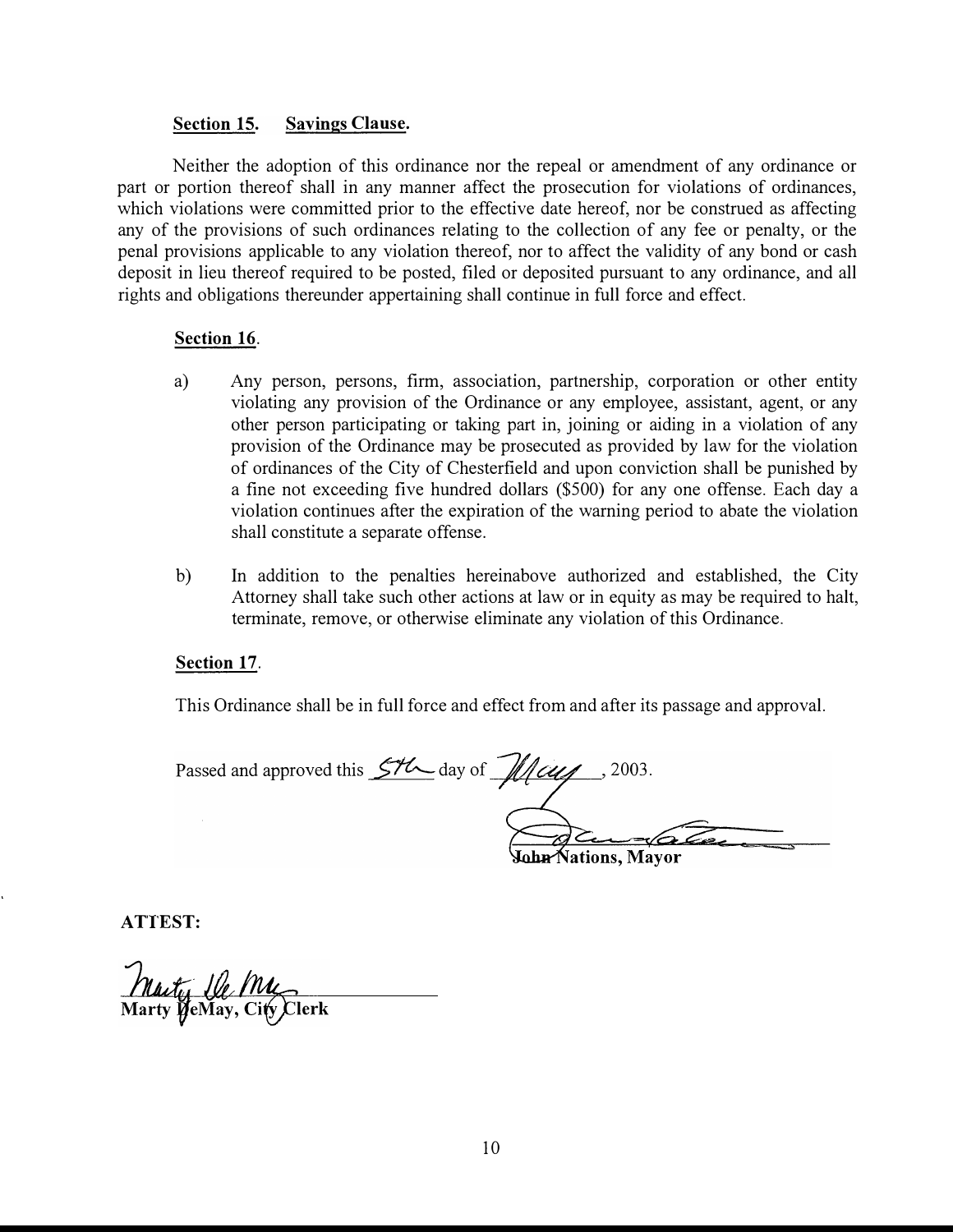**Section 15. Savings Clause.**

Neither the adoption of this ordinance nor the repeal or amendment of any ordinance or part or portion thereof shall in any manner affect the prosecution for violations of ordinances, which violations were committed prior to the effective date hereof, nor be construed as affecting any of the provisions of such ordinances relating to the collection of any fee or penalty, or the penal provisions applicable to any violation thereof, nor to affect the validity of any bond or cash deposit in lieu thereof required to be posted, filed or deposited pursuant to any ordinance, and all rights and obligations thereunder appertaining shall continue in full force and effect.

**Section 16.**

a) Any person, persons, firm, association, partnership, corporation or other entity violating any provision of the Ordinance or any employee, assistant, agent, or any other person participating or taking part in, joining or aiding in a violation of any provision of the Ordinance may be prosecuted as provided by law for the violation of ordinances of the City of Chesterfield and upon conviction shall be punished by a fine not exceeding five hundred dollars ($500) for any one offense. Each day a violation continues after the expiration of the warning period to abate the violation shall constitute a separate offense.

b) In addition to the penalties hereinabove authorized and established, the City Attorney shall take such other actions at law or in equity as may be required to halt, terminate, remove, or otherwise eliminate any violation of this Ordinance.

**Section 17.**

This Ordinance shall be in full force and effect from and after its passage and approval.

Passed and approved this 5th day of May, 2003.

**John Nations, Mayor**

**ATTEST:**

**Marty DeMay, City Clerk**